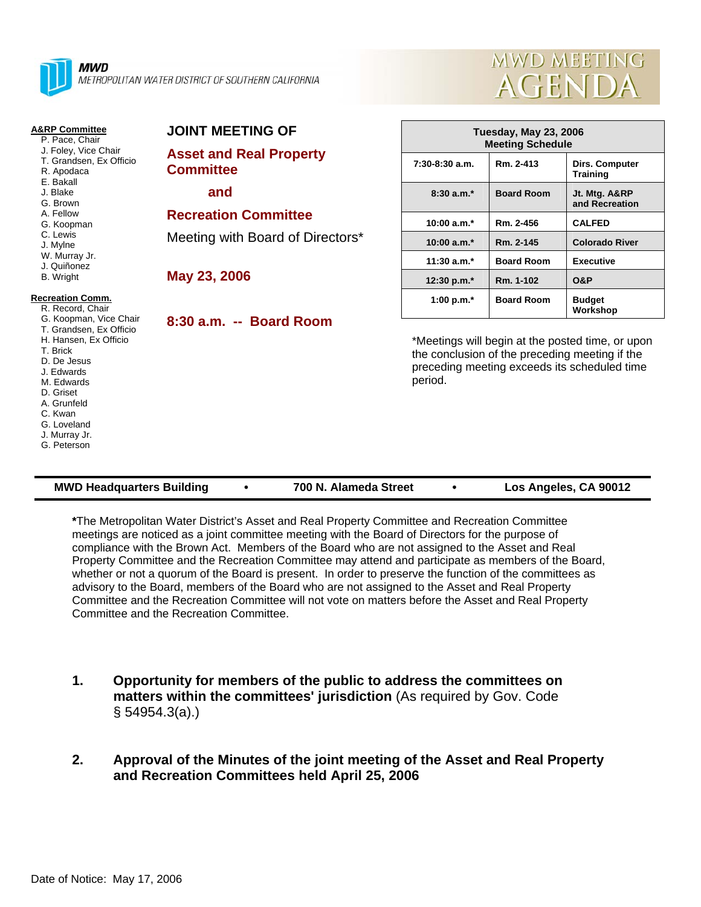**MWD**
METROPOLITAN WATER DISTRICT OF SOUTHERN CALIFORNIA

# MWD MEETING AGENDA

**A&RP Committee**
- P. Pace, Chair
- J. Foley, Vice Chair
- T. Grandsen, Ex Officio
- R. Apodaca
- E. Bakall
- J. Blake
- G. Brown
- A. Fellow
- G. Koopman
- C. Lewis
- J. Mylne
- W. Murray Jr.
- J. Quiñonez
- B. Wright

**Recreation Comm.**
- R. Record, Chair
- G. Koopman, Vice Chair
- T. Grandsen, Ex Officio
- H. Hansen, Ex Officio
- T. Brick
- D. De Jesus
- J. Edwards
- M. Edwards
- D. Griset
- A. Grunfeld
- C. Kwan
- G. Loveland
- J. Murray Jr.
- G. Peterson

## JOINT MEETING OF

## Asset and Real Property Committee

## and

## Recreation Committee

Meeting with Board of Directors*

## May 23, 2006

## 8:30 a.m. -- Board Room

| Tuesday, May 23, 2006 Meeting Schedule | | |
|---|---|---|
| 7:30-8:30 a.m. | Rm. 2-413 | Dirs. Computer Training |
| 8:30 a.m.* | Board Room | Jt. Mtg. A&RP and Recreation |
| 10:00 a.m.* | Rm. 2-456 | CALFED |
| 10:00 a.m.* | Rm. 2-145 | Colorado River |
| 11:30 a.m.* | Board Room | Executive |
| 12:30 p.m.* | Rm. 1-102 | O&P |
| 1:00 p.m.* | Board Room | Budget Workshop |

*Meetings will begin at the posted time, or upon the conclusion of the preceding meeting if the preceding meeting exceeds its scheduled time period.

**MWD Headquarters Building • 700 N. Alameda Street • Los Angeles, CA 90012**

**\***The Metropolitan Water District's Asset and Real Property Committee and Recreation Committee meetings are noticed as a joint committee meeting with the Board of Directors for the purpose of compliance with the Brown Act. Members of the Board who are not assigned to the Asset and Real Property Committee and the Recreation Committee may attend and participate as members of the Board, whether or not a quorum of the Board is present. In order to preserve the function of the committees as advisory to the Board, members of the Board who are not assigned to the Asset and Real Property Committee and the Recreation Committee will not vote on matters before the Asset and Real Property Committee and the Recreation Committee.

1. **Opportunity for members of the public to address the committees on matters within the committees' jurisdiction** (As required by Gov. Code § 54954.3(a).)

2. **Approval of the Minutes of the joint meeting of the Asset and Real Property and Recreation Committees held April 25, 2006**

Date of Notice: May 17, 2006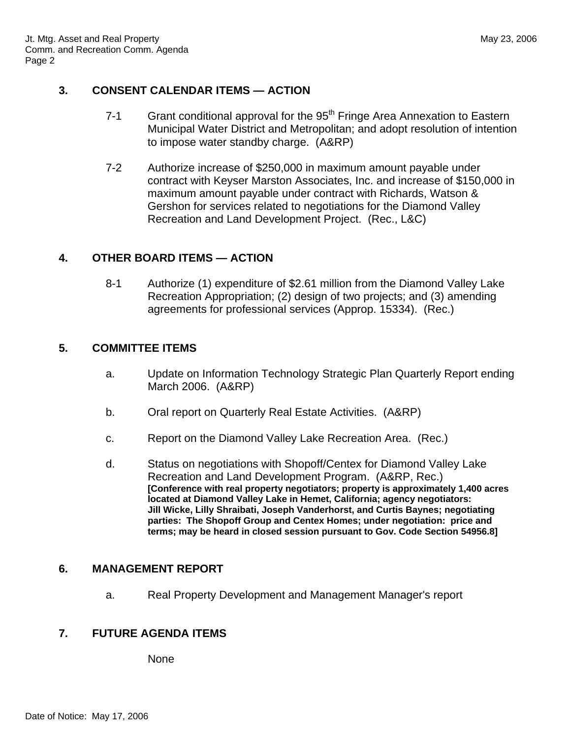## 3. CONSENT CALENDAR ITEMS — ACTION

7-1 Grant conditional approval for the 95th Fringe Area Annexation to Eastern Municipal Water District and Metropolitan; and adopt resolution of intention to impose water standby charge. (A&RP)

7-2 Authorize increase of $250,000 in maximum amount payable under contract with Keyser Marston Associates, Inc. and increase of $150,000 in maximum amount payable under contract with Richards, Watson & Gershon for services related to negotiations for the Diamond Valley Recreation and Land Development Project. (Rec., L&C)

## 4. OTHER BOARD ITEMS — ACTION

8-1 Authorize (1) expenditure of $2.61 million from the Diamond Valley Lake Recreation Appropriation; (2) design of two projects; and (3) amending agreements for professional services (Approp. 15334). (Rec.)

## 5. COMMITTEE ITEMS

a. Update on Information Technology Strategic Plan Quarterly Report ending March 2006. (A&RP)

b. Oral report on Quarterly Real Estate Activities. (A&RP)

c. Report on the Diamond Valley Lake Recreation Area. (Rec.)

d. Status on negotiations with Shopoff/Centex for Diamond Valley Lake Recreation and Land Development Program. (A&RP, Rec.)
**[Conference with real property negotiators; property is approximately 1,400 acres located at Diamond Valley Lake in Hemet, California; agency negotiators: Jill Wicke, Lilly Shraibati, Joseph Vanderhorst, and Curtis Baynes; negotiating parties: The Shopoff Group and Centex Homes; under negotiation: price and terms; may be heard in closed session pursuant to Gov. Code Section 54956.8]**

## 6. MANAGEMENT REPORT

a. Real Property Development and Management Manager's report

## 7. FUTURE AGENDA ITEMS

None

Date of Notice: May 17, 2006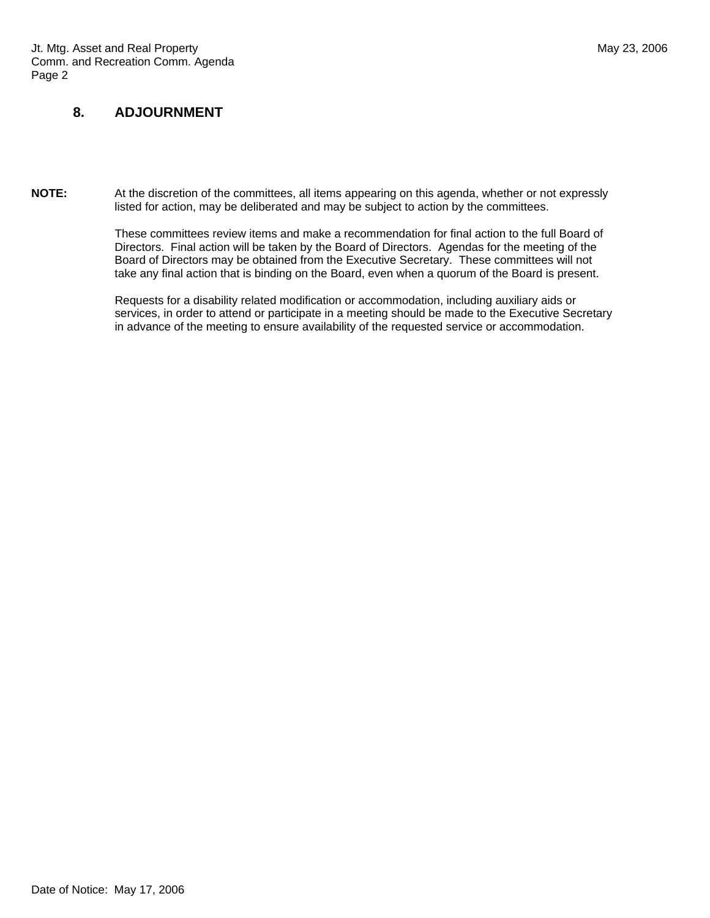## 8. ADJOURNMENT

**NOTE:** At the discretion of the committees, all items appearing on this agenda, whether or not expressly listed for action, may be deliberated and may be subject to action by the committees.

These committees review items and make a recommendation for final action to the full Board of Directors. Final action will be taken by the Board of Directors. Agendas for the meeting of the Board of Directors may be obtained from the Executive Secretary. These committees will not take any final action that is binding on the Board, even when a quorum of the Board is present.

Requests for a disability related modification or accommodation, including auxiliary aids or services, in order to attend or participate in a meeting should be made to the Executive Secretary in advance of the meeting to ensure availability of the requested service or accommodation.

Date of Notice: May 17, 2006